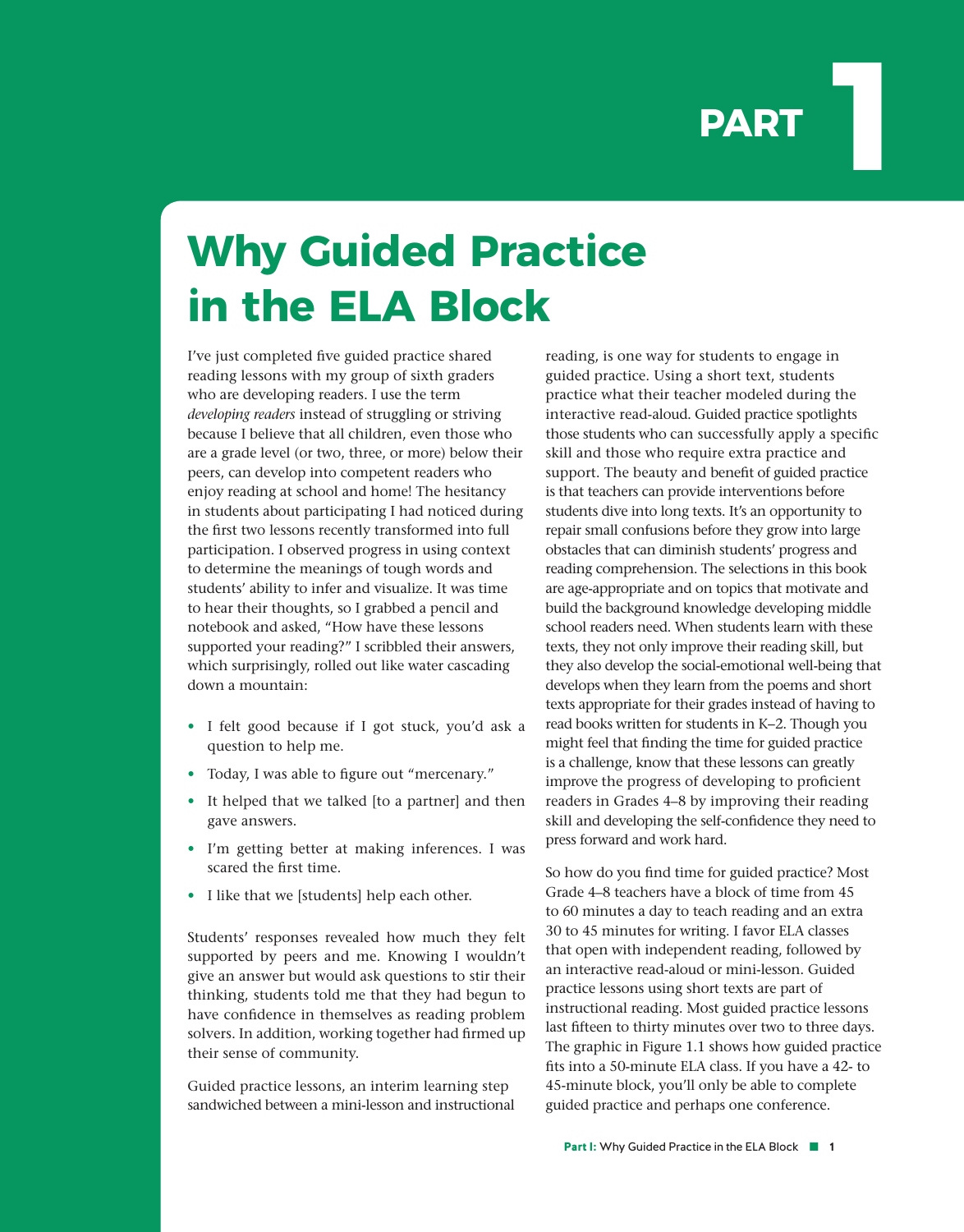# PART 1

## Why Guided Practice in the ELA Block

I've just completed five guided practice shared reading lessons with my group of sixth graders who are developing readers. I use the term *developing readers* instead of struggling or striving because I believe that all children, even those who are a grade level (or two, three, or more) below their peers, can develop into competent readers who enjoy reading at school and home! The hesitancy in students about participating I had noticed during the first two lessons recently transformed into full participation. I observed progress in using context to determine the meanings of tough words and students' ability to infer and visualize. It was time to hear their thoughts, so I grabbed a pencil and notebook and asked, "How have these lessons supported your reading?" I scribbled their answers, which surprisingly, rolled out like water cascading down a mountain:

- I felt good because if I got stuck, you'd ask a question to help me.
- Today, I was able to figure out "mercenary."
- It helped that we talked [to a partner] and then gave answers.
- I'm getting better at making inferences. I was scared the first time.
- I like that we [students] help each other.

Students' responses revealed how much they felt supported by peers and me. Knowing I wouldn't give an answer but would ask questions to stir their thinking, students told me that they had begun to have confidence in themselves as reading problem solvers. In addition, working together had firmed up their sense of community.

Guided practice lessons, an interim learning step sandwiched between a mini-lesson and instructional reading, is one way for students to engage in guided practice. Using a short text, students practice what their teacher modeled during the interactive read-aloud. Guided practice spotlights those students who can successfully apply a specific skill and those who require extra practice and support. The beauty and benefit of guided practice is that teachers can provide interventions before students dive into long texts. It's an opportunity to repair small confusions before they grow into large obstacles that can diminish students' progress and reading comprehension. The selections in this book are age-appropriate and on topics that motivate and build the background knowledge developing middle school readers need. When students learn with these texts, they not only improve their reading skill, but they also develop the social-emotional well-being that develops when they learn from the poems and short texts appropriate for their grades instead of having to read books written for students in K–2. Though you might feel that finding the time for guided practice is a challenge, know that these lessons can greatly improve the progress of developing to proficient readers in Grades 4–8 by improving their reading skill and developing the self-confidence they need to press forward and work hard.

So how do you find time for guided practice? Most Grade 4–8 teachers have a block of time from 45 to 60 minutes a day to teach reading and an extra 30 to 45 minutes for writing. I favor ELA classes that open with independent reading, followed by an interactive read-aloud or mini-lesson. Guided practice lessons using short texts are part of instructional reading. Most guided practice lessons last fifteen to thirty minutes over two to three days. The graphic in Figure 1.1 shows how guided practice fits into a 50-minute ELA class. If you have a 42- to 45-minute block, you'll only be able to complete guided practice and perhaps one conference.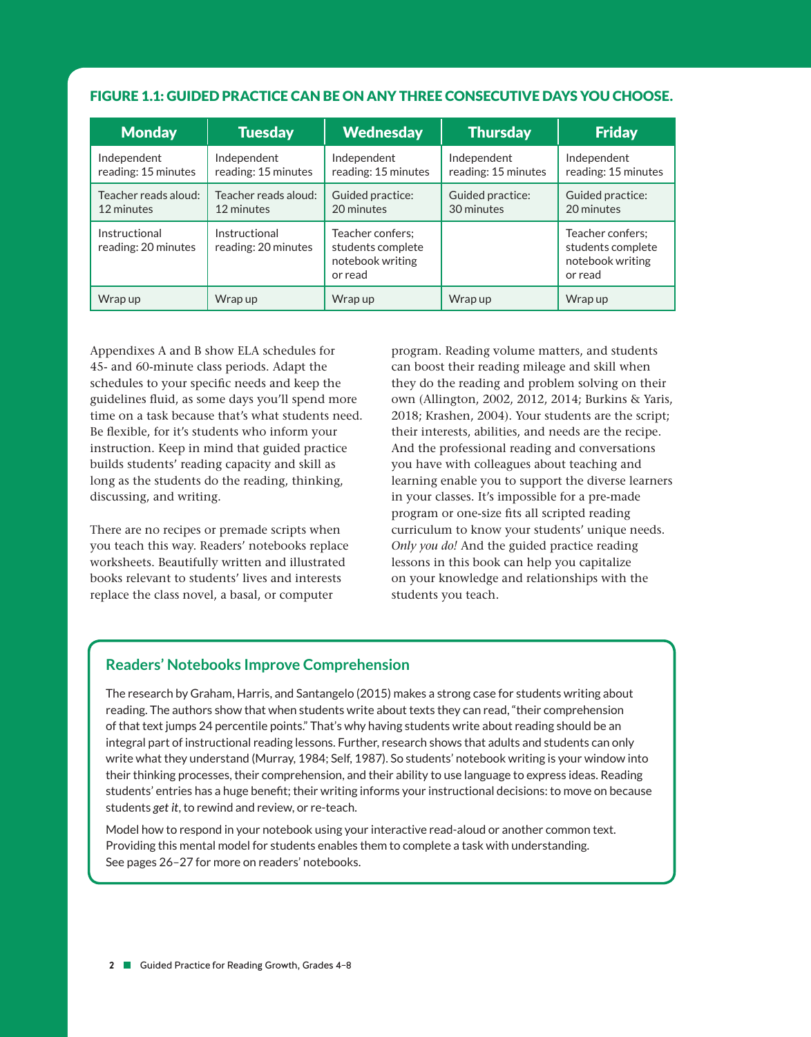**FIGURE 1.1: GUIDED PRACTICE CAN BE ON ANY THREE CONSECUTIVE DAYS YOU CHOOSE.**

| Monday | Tuesday | Wednesday | Thursday | Friday |
|---|---|---|---|---|
| Independent reading: 15 minutes | Independent reading: 15 minutes | Independent reading: 15 minutes | Independent reading: 15 minutes | Independent reading: 15 minutes |
| Teacher reads aloud: 12 minutes | Teacher reads aloud: 12 minutes | Guided practice: 20 minutes | Guided practice: 30 minutes | Guided practice: 20 minutes |
| Instructional reading: 20 minutes | Instructional reading: 20 minutes | Teacher confers; students complete notebook writing or read | | Teacher confers; students complete notebook writing or read |
| Wrap up | Wrap up | Wrap up | Wrap up | Wrap up |

Appendixes A and B show ELA schedules for 45- and 60-minute class periods. Adapt the schedules to your specific needs and keep the guidelines fluid, as some days you'll spend more time on a task because that's what students need. Be flexible, for it's students who inform your instruction. Keep in mind that guided practice builds students' reading capacity and skill as long as the students do the reading, thinking, discussing, and writing.

There are no recipes or premade scripts when you teach this way. Readers' notebooks replace worksheets. Beautifully written and illustrated books relevant to students' lives and interests replace the class novel, a basal, or computer program. Reading volume matters, and students can boost their reading mileage and skill when they do the reading and problem solving on their own (Allington, 2002, 2012, 2014; Burkins & Yaris, 2018; Krashen, 2004). Your students are the script; their interests, abilities, and needs are the recipe. And the professional reading and conversations you have with colleagues about teaching and learning enable you to support the diverse learners in your classes. It's impossible for a pre-made program or one-size fits all scripted reading curriculum to know your students' unique needs. *Only you do!* And the guided practice reading lessons in this book can help you capitalize on your knowledge and relationships with the students you teach.

### Readers' Notebooks Improve Comprehension

The research by Graham, Harris, and Santangelo (2015) makes a strong case for students writing about reading. The authors show that when students write about texts they can read, "their comprehension of that text jumps 24 percentile points." That's why having students write about reading should be an integral part of instructional reading lessons. Further, research shows that adults and students can only write what they understand (Murray, 1984; Self, 1987). So students' notebook writing is your window into their thinking processes, their comprehension, and their ability to use language to express ideas. Reading students' entries has a huge benefit; their writing informs your instructional decisions: to move on because students *get it*, to rewind and review, or re-teach.

Model how to respond in your notebook using your interactive read-aloud or another common text. Providing this mental model for students enables them to complete a task with understanding. See pages 26–27 for more on readers' notebooks.